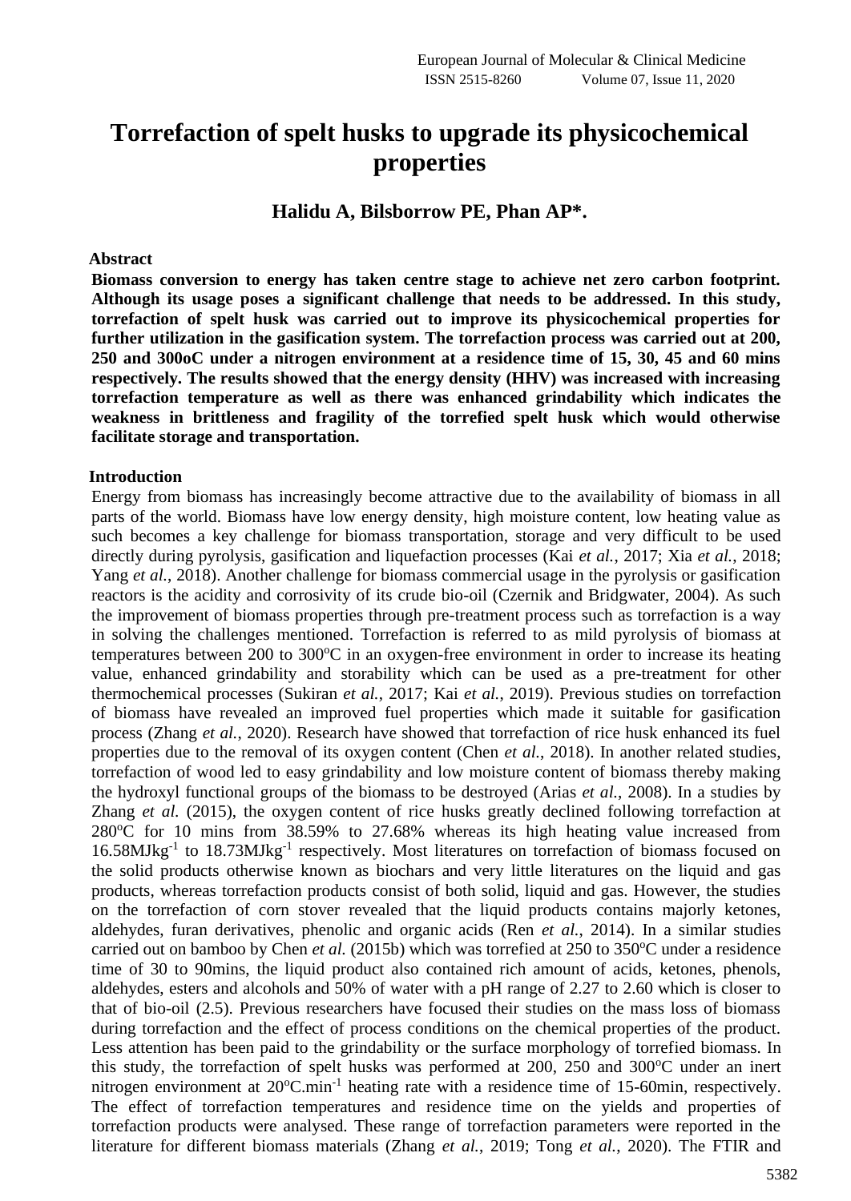# Torrefaction of spelt husks to upgrade its physicochemical properties

**Halidu A, Bilsborrow PE, Phan AP*.**

**Abstract**

**Biomass conversion to energy has taken centre stage to achieve net zero carbon footprint. Although its usage poses a significant challenge that needs to be addressed. In this study, torrefaction of spelt husk was carried out to improve its physicochemical properties for further utilization in the gasification system. The torrefaction process was carried out at 200, 250 and 300oC under a nitrogen environment at a residence time of 15, 30, 45 and 60 mins respectively. The results showed that the energy density (HHV) was increased with increasing torrefaction temperature as well as there was enhanced grindability which indicates the weakness in brittleness and fragility of the torrefied spelt husk which would otherwise facilitate storage and transportation.**

**Introduction**

Energy from biomass has increasingly become attractive due to the availability of biomass in all parts of the world. Biomass have low energy density, high moisture content, low heating value as such becomes a key challenge for biomass transportation, storage and very difficult to be used directly during pyrolysis, gasification and liquefaction processes (Kai *et al.*, 2017; Xia *et al.*, 2018; Yang *et al.*, 2018). Another challenge for biomass commercial usage in the pyrolysis or gasification reactors is the acidity and corrosivity of its crude bio-oil (Czernik and Bridgwater, 2004). As such the improvement of biomass properties through pre-treatment process such as torrefaction is a way in solving the challenges mentioned. Torrefaction is referred to as mild pyrolysis of biomass at temperatures between 200 to 300$^{o}$C in an oxygen-free environment in order to increase its heating value, enhanced grindability and storability which can be used as a pre-treatment for other thermochemical processes (Sukiran *et al.*, 2017; Kai *et al.*, 2019). Previous studies on torrefaction of biomass have revealed an improved fuel properties which made it suitable for gasification process (Zhang *et al.*, 2020). Research have showed that torrefaction of rice husk enhanced its fuel properties due to the removal of its oxygen content (Chen *et al.*, 2018). In another related studies, torrefaction of wood led to easy grindability and low moisture content of biomass thereby making the hydroxyl functional groups of the biomass to be destroyed (Arias *et al.*, 2008). In a studies by Zhang *et al.* (2015), the oxygen content of rice husks greatly declined following torrefaction at 280$^{o}$C for 10 mins from 38.59% to 27.68% whereas its high heating value increased from 16.58MJkg$^{-1}$ to 18.73MJkg$^{-1}$ respectively. Most literatures on torrefaction of biomass focused on the solid products otherwise known as biochars and very little literatures on the liquid and gas products, whereas torrefaction products consist of both solid, liquid and gas. However, the studies on the torrefaction of corn stover revealed that the liquid products contains majorly ketones, aldehydes, furan derivatives, phenolic and organic acids (Ren *et al.*, 2014). In a similar studies carried out on bamboo by Chen *et al.* (2015b) which was torrefied at 250 to 350$^{o}$C under a residence time of 30 to 90mins, the liquid product also contained rich amount of acids, ketones, phenols, aldehydes, esters and alcohols and 50% of water with a pH range of 2.27 to 2.60 which is closer to that of bio-oil (2.5). Previous researchers have focused their studies on the mass loss of biomass during torrefaction and the effect of process conditions on the chemical properties of the product. Less attention has been paid to the grindability or the surface morphology of torrefied biomass. In this study, the torrefaction of spelt husks was performed at 200, 250 and 300$^{o}$C under an inert nitrogen environment at 20$^{o}$C.min$^{-1}$ heating rate with a residence time of 15-60min, respectively. The effect of torrefaction temperatures and residence time on the yields and properties of torrefaction products were analysed. These range of torrefaction parameters were reported in the literature for different biomass materials (Zhang *et al.*, 2019; Tong *et al.*, 2020). The FTIR and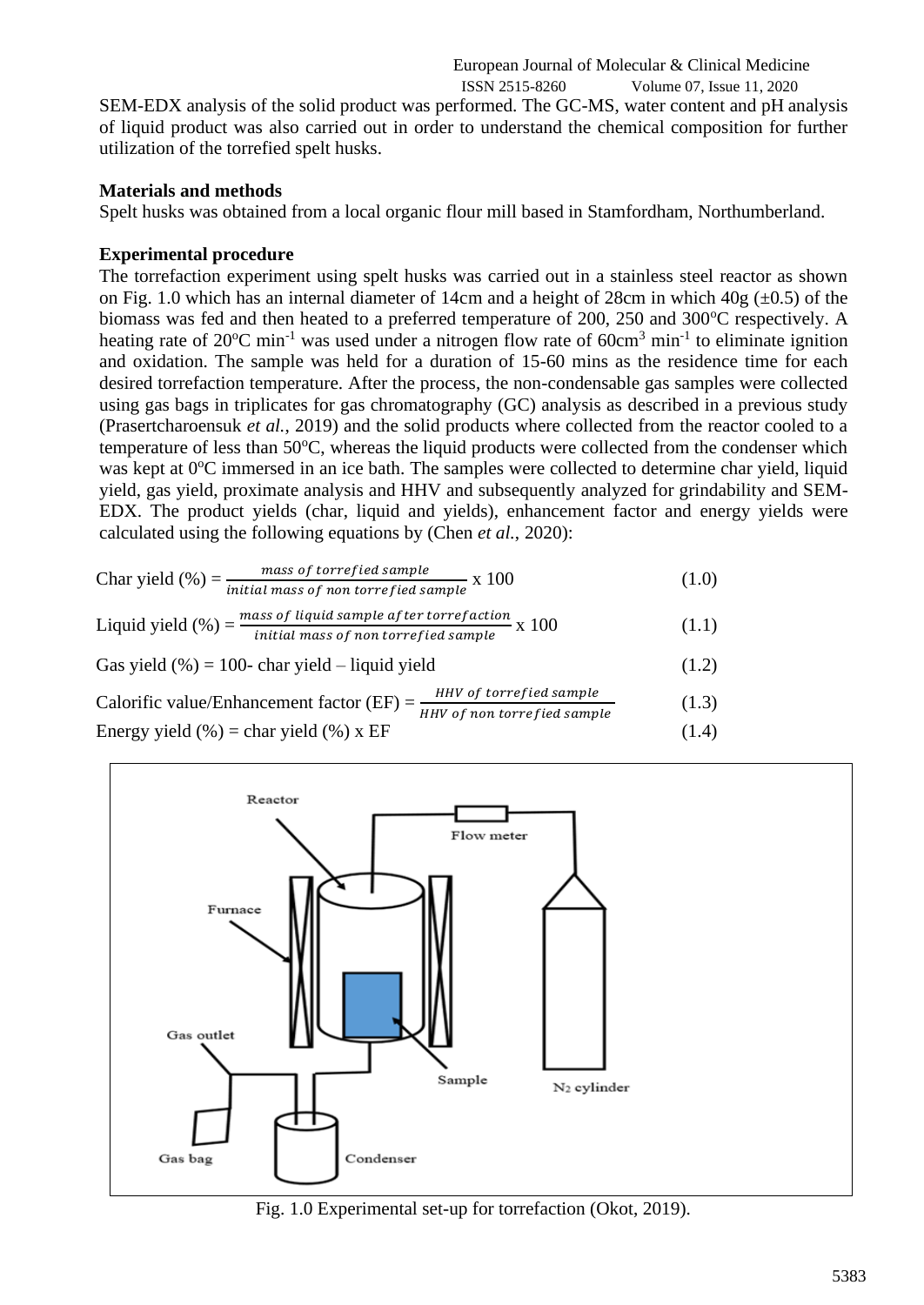SEM-EDX analysis of the solid product was performed. The GC-MS, water content and pH analysis of liquid product was also carried out in order to understand the chemical composition for further utilization of the torrefied spelt husks.

**Materials and methods**

Spelt husks was obtained from a local organic flour mill based in Stamfordham, Northumberland.

**Experimental procedure**

The torrefaction experiment using spelt husks was carried out in a stainless steel reactor as shown on Fig. 1.0 which has an internal diameter of 14cm and a height of 28cm in which 40g (±0.5) of the biomass was fed and then heated to a preferred temperature of 200, 250 and 300$^oC$ respectively. A heating rate of 20$^oC$ $min^{-1}$ was used under a nitrogen flow rate of 60$cm^3$ $min^{-1}$ to eliminate ignition and oxidation. The sample was held for a duration of 15-60 mins as the residence time for each desired torrefaction temperature. After the process, the non-condensable gas samples were collected using gas bags in triplicates for gas chromatography (GC) analysis as described in a previous study (Prasertcharoensuk *et al.*, 2019) and the solid products where collected from the reactor cooled to a temperature of less than 50$^oC$, whereas the liquid products were collected from the condenser which was kept at 0$^oC$ immersed in an ice bath. The samples were collected to determine char yield, liquid yield, gas yield, proximate analysis and HHV and subsequently analyzed for grindability and SEM-EDX. The product yields (char, liquid and yields), enhancement factor and energy yields were calculated using the following equations by (Chen *et al.*, 2020):

$$\text{Char yield (\%)} = \frac{\text{mass of torrefied sample}}{\text{initial mass of non torrefied sample}} \times 100 \quad (1.0)$$

$$\text{Liquid yield (\%)} = \frac{\text{mass of liquid sample after torrefaction}}{\text{initial mass of non torrefied sample}} \times 100 \quad (1.1)$$

$$\text{Gas yield (\%)} = 100 - \text{char yield} - \text{liquid yield} \quad (1.2)$$

$$\text{Calorific value/Enhancement factor (EF)} = \frac{\text{HHV of torrefied sample}}{\text{HHV of non torrefied sample}} \quad (1.3)$$

$$\text{Energy yield (\%)} = \text{char yield (\%)} \times \text{EF} \quad (1.4)$$

Fig. 1.0 Experimental set-up for torrefaction (Okot, 2019).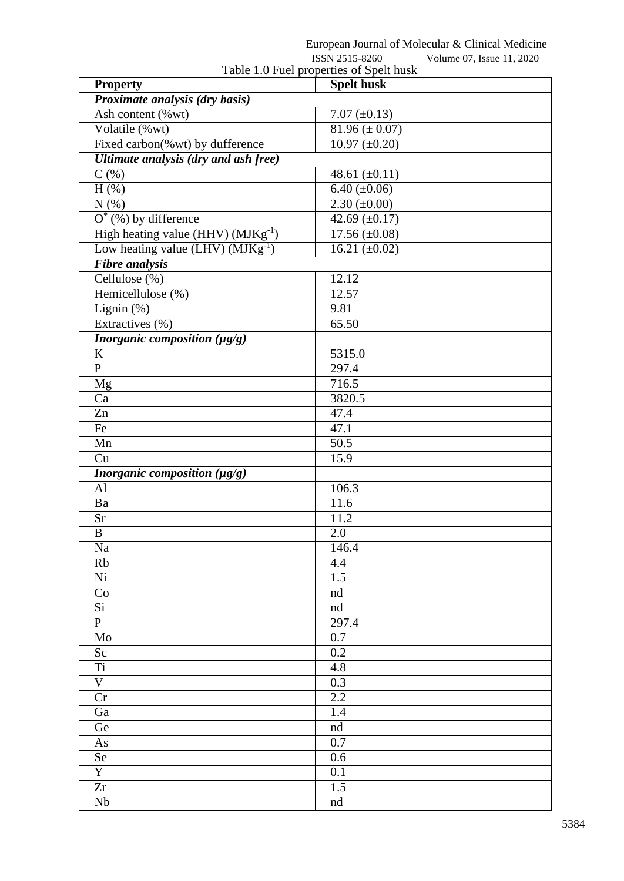Table 1.0 Fuel properties of Spelt husk

| Property | Spelt husk |
| --- | --- |
| ***Proximate analysis (dry basis)*** | |
| Ash content (%wt) | 7.07 (±0.13) |
| Volatile (%wt) | 81.96 (± 0.07) |
| Fixed carbon(%wt) by dufference | 10.97 (±0.20) |
| ***Ultimate analysis (dry and ash free)*** | |
| C (%) | 48.61 (±0.11) |
| H (%) | 6.40 (±0.06) |
| N (%) | 2.30 (±0.00) |
| $O^*$ (%) by difference | 42.69 (±0.17) |
| High heating value (HHV) ($MJKg^{-1}$) | 17.56 (±0.08) |
| Low heating value (LHV) ($MJKg^{-1}$) | 16.21 (±0.02) |
| ***Fibre analysis*** | |
| Cellulose (%) | 12.12 |
| Hemicellulose (%) | 12.57 |
| Lignin (%) | 9.81 |
| Extractives (%) | 65.50 |
| ***Inorganic composition (µg/g)*** | |
| K | 5315.0 |
| P | 297.4 |
| Mg | 716.5 |
| Ca | 3820.5 |
| Zn | 47.4 |
| Fe | 47.1 |
| Mn | 50.5 |
| Cu | 15.9 |
| ***Inorganic composition (µg/g)*** | |
| Al | 106.3 |
| Ba | 11.6 |
| Sr | 11.2 |
| B | 2.0 |
| Na | 146.4 |
| Rb | 4.4 |
| Ni | 1.5 |
| Co | nd |
| Si | nd |
| P | 297.4 |
| Mo | 0.7 |
| Sc | 0.2 |
| Ti | 4.8 |
| V | 0.3 |
| Cr | 2.2 |
| Ga | 1.4 |
| Ge | nd |
| As | 0.7 |
| Se | 0.6 |
| Y | 0.1 |
| Zr | 1.5 |
| Nb | nd |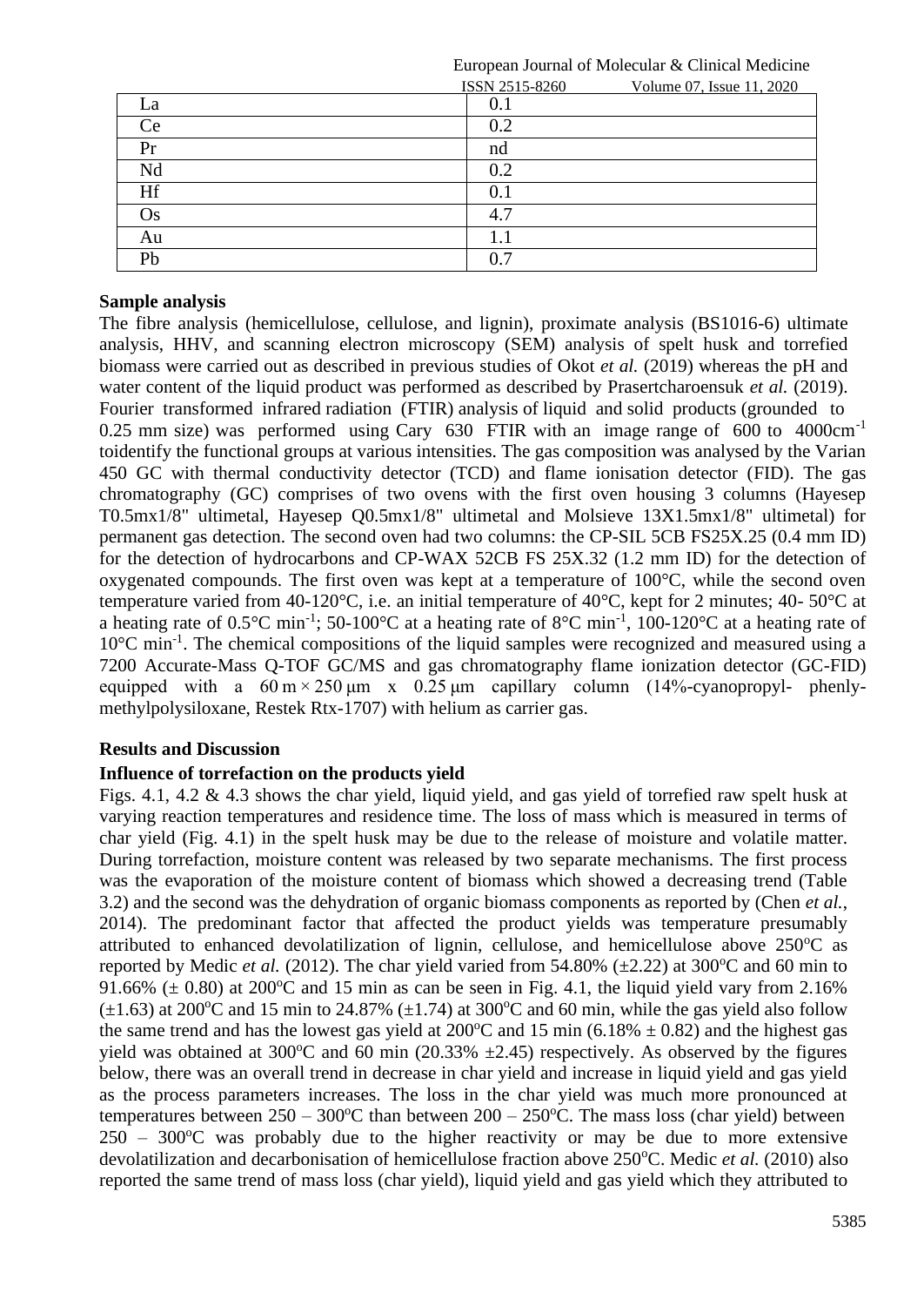| La | 0.1 |
|---|---|
| Ce | 0.2 |
| Pr | nd |
| Nd | 0.2 |
| Hf | 0.1 |
| Os | 4.7 |
| Au | 1.1 |
| Pb | 0.7 |

**Sample analysis**

The fibre analysis (hemicellulose, cellulose, and lignin), proximate analysis (BS1016-6) ultimate analysis, HHV, and scanning electron microscopy (SEM) analysis of spelt husk and torrefied biomass were carried out as described in previous studies of Okot *et al.* (2019) whereas the pH and water content of the liquid product was performed as described by Prasertcharoensuk *et al.* (2019). Fourier transformed infrared radiation (FTIR) analysis of liquid and solid products (grounded to 0.25 mm size) was performed using Cary 630 FTIR with an image range of 600 to 4000cm$^{-1}$ toidentify the functional groups at various intensities. The gas composition was analysed by the Varian 450 GC with thermal conductivity detector (TCD) and flame ionisation detector (FID). The gas chromatography (GC) comprises of two ovens with the first oven housing 3 columns (Hayesep T0.5mx1/8" ultimetal, Hayesep Q0.5mx1/8" ultimetal and Molsieve 13X1.5mx1/8" ultimetal) for permanent gas detection. The second oven had two columns: the CP-SIL 5CB FS25X.25 (0.4 mm ID) for the detection of hydrocarbons and CP-WAX 52CB FS 25X.32 (1.2 mm ID) for the detection of oxygenated compounds. The first oven was kept at a temperature of 100°C, while the second oven temperature varied from 40-120°C, i.e. an initial temperature of 40°C, kept for 2 minutes; 40- 50°C at a heating rate of 0.5°C min$^{-1}$; 50-100°C at a heating rate of 8°C min$^{-1}$, 100-120°C at a heating rate of 10°C min$^{-1}$. The chemical compositions of the liquid samples were recognized and measured using a 7200 Accurate-Mass Q-TOF GC/MS and gas chromatography flame ionization detector (GC-FID) equipped with a 60 m × 250 μm x 0.25 μm capillary column (14%-cyanopropyl- phenly-methylpolysiloxane, Restek Rtx-1707) with helium as carrier gas.

**Results and Discussion**

**Influence of torrefaction on the products yield**

Figs. 4.1, 4.2 & 4.3 shows the char yield, liquid yield, and gas yield of torrefied raw spelt husk at varying reaction temperatures and residence time. The loss of mass which is measured in terms of char yield (Fig. 4.1) in the spelt husk may be due to the release of moisture and volatile matter. During torrefaction, moisture content was released by two separate mechanisms. The first process was the evaporation of the moisture content of biomass which showed a decreasing trend (Table 3.2) and the second was the dehydration of organic biomass components as reported by (Chen *et al.*, 2014). The predominant factor that affected the product yields was temperature presumably attributed to enhanced devolatilization of lignin, cellulose, and hemicellulose above 250$^{o}$C as reported by Medic *et al.* (2012). The char yield varied from 54.80% (±2.22) at 300$^{o}$C and 60 min to 91.66% (± 0.80) at 200$^{o}$C and 15 min as can be seen in Fig. 4.1, the liquid yield vary from 2.16% (±1.63) at 200$^{o}$C and 15 min to 24.87% (±1.74) at 300$^{o}$C and 60 min, while the gas yield also follow the same trend and has the lowest gas yield at 200$^{o}$C and 15 min (6.18% ± 0.82) and the highest gas yield was obtained at 300$^{o}$C and 60 min (20.33% ±2.45) respectively. As observed by the figures below, there was an overall trend in decrease in char yield and increase in liquid yield and gas yield as the process parameters increases. The loss in the char yield was much more pronounced at temperatures between 250 – 300$^{o}$C than between 200 – 250$^{o}$C. The mass loss (char yield) between 250 – 300$^{o}$C was probably due to the higher reactivity or may be due to more extensive devolatilization and decarbonisation of hemicellulose fraction above 250$^{o}$C. Medic *et al.* (2010) also reported the same trend of mass loss (char yield), liquid yield and gas yield which they attributed to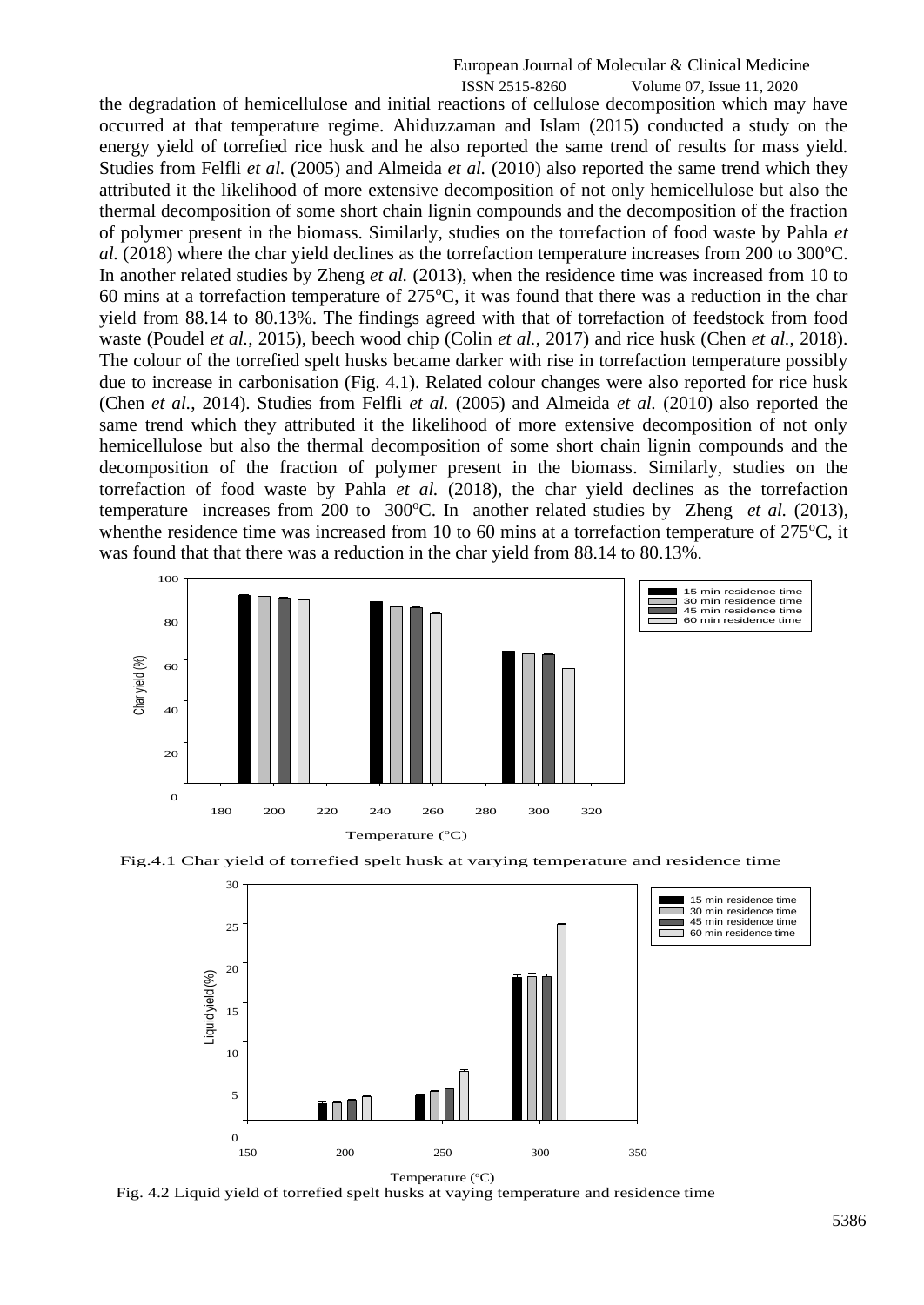the degradation of hemicellulose and initial reactions of cellulose decomposition which may have occurred at that temperature regime. Ahiduzzaman and Islam (2015) conducted a study on the energy yield of torrefied rice husk and he also reported the same trend of results for mass yield. Studies from Felfli *et al.* (2005) and Almeida *et al.* (2010) also reported the same trend which they attributed it the likelihood of more extensive decomposition of not only hemicellulose but also the thermal decomposition of some short chain lignin compounds and the decomposition of the fraction of polymer present in the biomass. Similarly, studies on the torrefaction of food waste by Pahla *et al.* (2018) where the char yield declines as the torrefaction temperature increases from 200 to 300$^o$C. In another related studies by Zheng *et al.* (2013), when the residence time was increased from 10 to 60 mins at a torrefaction temperature of 275$^o$C, it was found that there was a reduction in the char yield from 88.14 to 80.13%. The findings agreed with that of torrefaction of feedstock from food waste (Poudel *et al.*, 2015), beech wood chip (Colin *et al.*, 2017) and rice husk (Chen *et al.*, 2018). The colour of the torrefied spelt husks became darker with rise in torrefaction temperature possibly due to increase in carbonisation (Fig. 4.1). Related colour changes were also reported for rice husk (Chen *et al.*, 2014). Studies from Felfli *et al.* (2005) and Almeida *et al.* (2010) also reported the same trend which they attributed it the likelihood of more extensive decomposition of not only hemicellulose but also the thermal decomposition of some short chain lignin compounds and the decomposition of the fraction of polymer present in the biomass. Similarly, studies on the torrefaction of food waste by Pahla *et al.* (2018), the char yield declines as the torrefaction temperature increases from 200 to 300$^o$C. In another related studies by Zheng *et al.* (2013), whenthe residence time was increased from 10 to 60 mins at a torrefaction temperature of 275$^o$C, it was found that that there was a reduction in the char yield from 88.14 to 80.13%.

Fig.4.1 Char yield of torrefied spelt husk at varying temperature and residence time

Fig. 4.2 Liquid yield of torrefied spelt husks at vaying temperature and residence time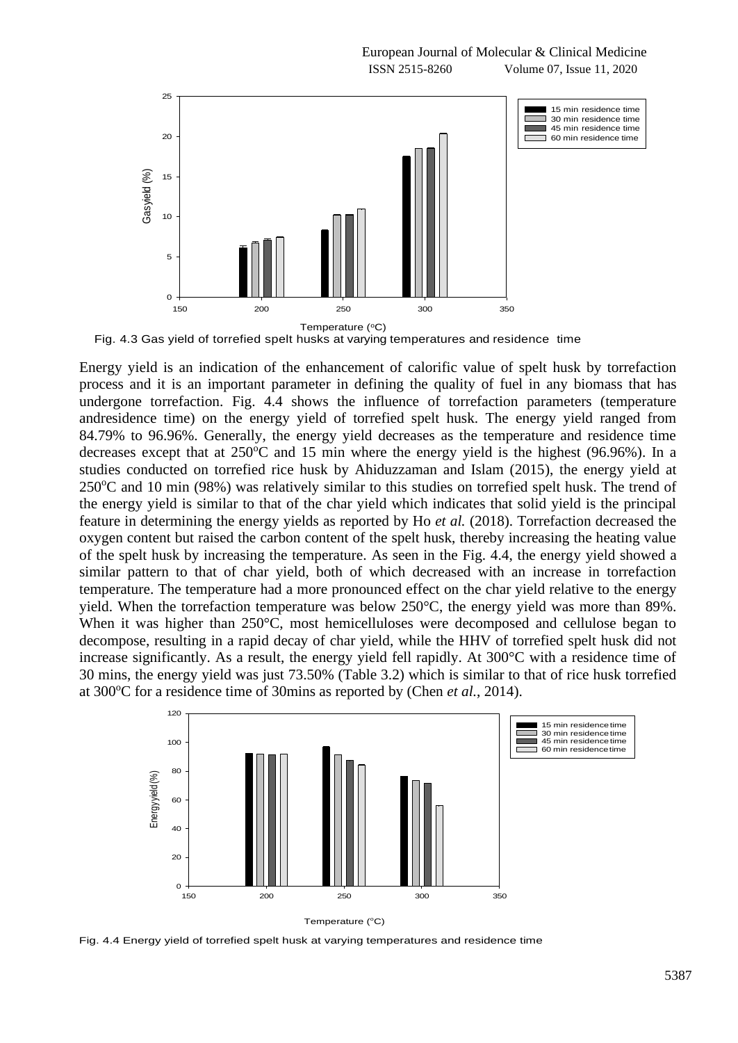Fig. 4.3 Gas yield of torrefied spelt husks at varying temperatures and residence time

Energy yield is an indication of the enhancement of calorific value of spelt husk by torrefaction process and it is an important parameter in defining the quality of fuel in any biomass that has undergone torrefaction. Fig. 4.4 shows the influence of torrefaction parameters (temperature andresidence time) on the energy yield of torrefied spelt husk. The energy yield ranged from 84.79% to 96.96%. Generally, the energy yield decreases as the temperature and residence time decreases except that at 250$^o$C and 15 min where the energy yield is the highest (96.96%). In a studies conducted on torrefied rice husk by Ahiduzzaman and Islam (2015), the energy yield at 250$^o$C and 10 min (98%) was relatively similar to this studies on torrefied spelt husk. The trend of the energy yield is similar to that of the char yield which indicates that solid yield is the principal feature in determining the energy yields as reported by Ho *et al.* (2018). Torrefaction decreased the oxygen content but raised the carbon content of the spelt husk, thereby increasing the heating value of the spelt husk by increasing the temperature. As seen in the Fig. 4.4, the energy yield showed a similar pattern to that of char yield, both of which decreased with an increase in torrefaction temperature. The temperature had a more pronounced effect on the char yield relative to the energy yield. When the torrefaction temperature was below 250°C, the energy yield was more than 89%. When it was higher than 250°C, most hemicelluloses were decomposed and cellulose began to decompose, resulting in a rapid decay of char yield, while the HHV of torrefied spelt husk did not increase significantly. As a result, the energy yield fell rapidly. At 300°C with a residence time of 30 mins, the energy yield was just 73.50% (Table 3.2) which is similar to that of rice husk torrefied at 300$^o$C for a residence time of 30mins as reported by (Chen *et al.*, 2014).

Fig. 4.4 Energy yield of torrefied spelt husk at varying temperatures and residence time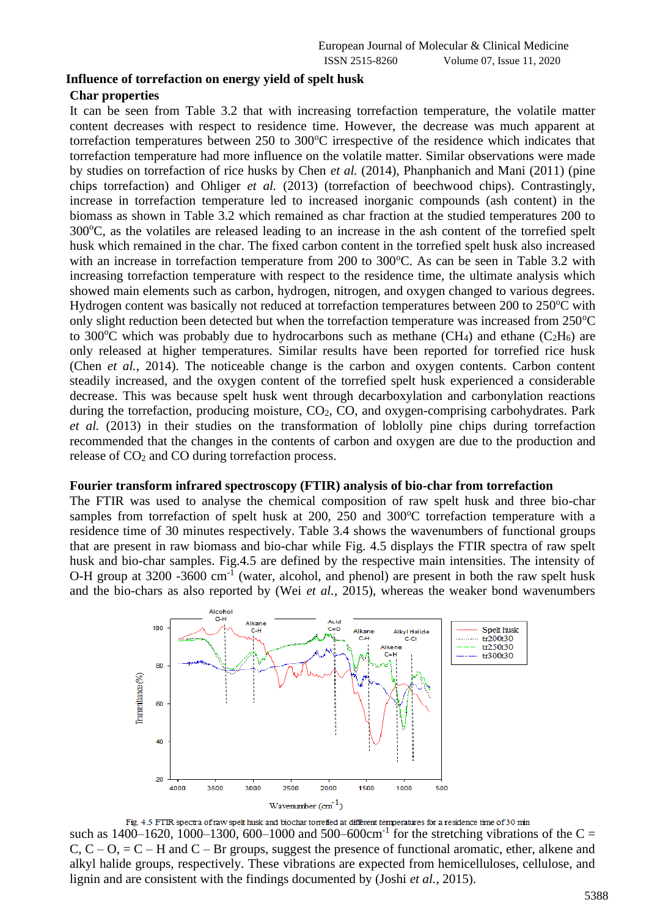## Influence of torrefaction on energy yield of spelt husk

### Char properties

It can be seen from Table 3.2 that with increasing torrefaction temperature, the volatile matter content decreases with respect to residence time. However, the decrease was much apparent at torrefaction temperatures between 250 to 300°C irrespective of the residence which indicates that torrefaction temperature had more influence on the volatile matter. Similar observations were made by studies on torrefaction of rice husks by Chen *et al.* (2014), Phanphanich and Mani (2011) (pine chips torrefaction) and Ohliger *et al.* (2013) (torrefaction of beechwood chips). Contrastingly, increase in torrefaction temperature led to increased inorganic compounds (ash content) in the biomass as shown in Table 3.2 which remained as char fraction at the studied temperatures 200 to 300°C, as the volatiles are released leading to an increase in the ash content of the torrefied spelt husk which remained in the char. The fixed carbon content in the torrefied spelt husk also increased with an increase in torrefaction temperature from 200 to 300°C. As can be seen in Table 3.2 with increasing torrefaction temperature with respect to the residence time, the ultimate analysis which showed main elements such as carbon, hydrogen, nitrogen, and oxygen changed to various degrees. Hydrogen content was basically not reduced at torrefaction temperatures between 200 to 250°C with only slight reduction been detected but when the torrefaction temperature was increased from 250°C to 300°C which was probably due to hydrocarbons such as methane ($CH_4$) and ethane ($C_2H_6$) are only released at higher temperatures. Similar results have been reported for torrefied rice husk (Chen *et al.*, 2014). The noticeable change is the carbon and oxygen contents. Carbon content steadily increased, and the oxygen content of the torrefied spelt husk experienced a considerable decrease. This was because spelt husk went through decarboxylation and carbonylation reactions during the torrefaction, producing moisture, $CO_2$, CO, and oxygen-comprising carbohydrates. Park *et al.* (2013) in their studies on the transformation of loblolly pine chips during torrefaction recommended that the changes in the contents of carbon and oxygen are due to the production and release of $CO_2$ and CO during torrefaction process.

### Fourier transform infrared spectroscopy (FTIR) analysis of bio-char from torrefaction

The FTIR was used to analyse the chemical composition of raw spelt husk and three bio-char samples from torrefaction of spelt husk at 200, 250 and 300°C torrefaction temperature with a residence time of 30 minutes respectively. Table 3.4 shows the wavenumbers of functional groups that are present in raw biomass and bio-char while Fig. 4.5 displays the FTIR spectra of raw spelt husk and bio-char samples. Fig.4.5 are defined by the respective main intensities. The intensity of O-H group at 3200 -3600 cm$^{-1}$ (water, alcohol, and phenol) are present in both the raw spelt husk and the bio-chars as also reported by (Wei *et al.*, 2015), whereas the weaker bond wavenumbers

Fig. 4.5 FTIR spectra of raw spelt husk and biochar torrefied at different temperatures for a residence time of 30 min

such as 1400–1620, 1000–1300, 600–1000 and 500–600cm$^{-1}$ for the stretching vibrations of the C = C, C – O, = C – H and C – Br groups, suggest the presence of functional aromatic, ether, alkene and alkyl halide groups, respectively. These vibrations are expected from hemicelluloses, cellulose, and lignin and are consistent with the findings documented by (Joshi *et al.*, 2015).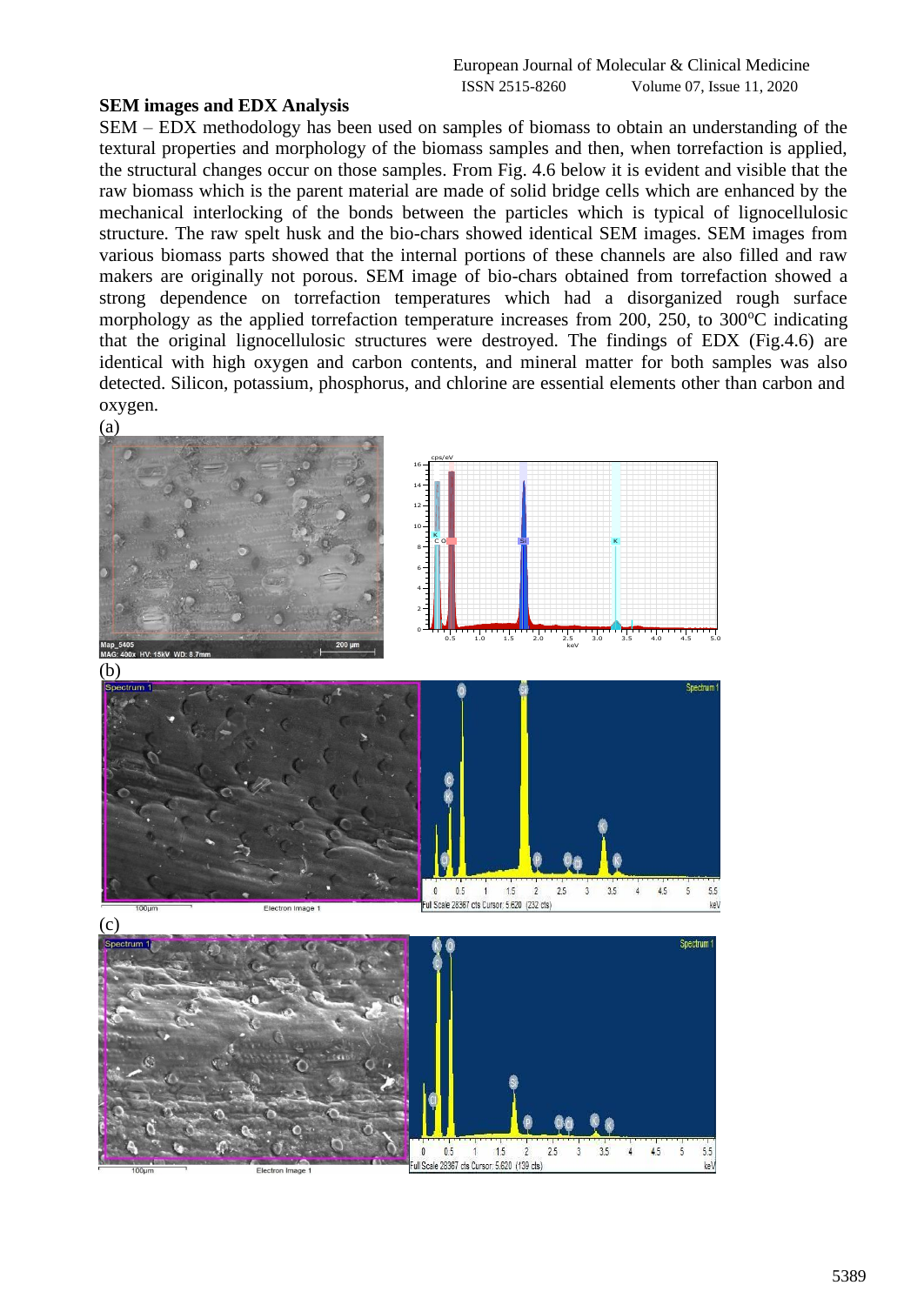## SEM images and EDX Analysis

SEM – EDX methodology has been used on samples of biomass to obtain an understanding of the textural properties and morphology of the biomass samples and then, when torrefaction is applied, the structural changes occur on those samples. From Fig. 4.6 below it is evident and visible that the raw biomass which is the parent material are made of solid bridge cells which are enhanced by the mechanical interlocking of the bonds between the particles which is typical of lignocellulosic structure. The raw spelt husk and the bio-chars showed identical SEM images. SEM images from various biomass parts showed that the internal portions of these channels are also filled and raw makers are originally not porous. SEM image of bio-chars obtained from torrefaction showed a strong dependence on torrefaction temperatures which had a disorganized rough surface morphology as the applied torrefaction temperature increases from 200, 250, to 300°C indicating that the original lignocellulosic structures were destroyed. The findings of EDX (Fig.4.6) are identical with high oxygen and carbon contents, and mineral matter for both samples was also detected. Silicon, potassium, phosphorus, and chlorine are essential elements other than carbon and oxygen.

(a)

(b)

(c)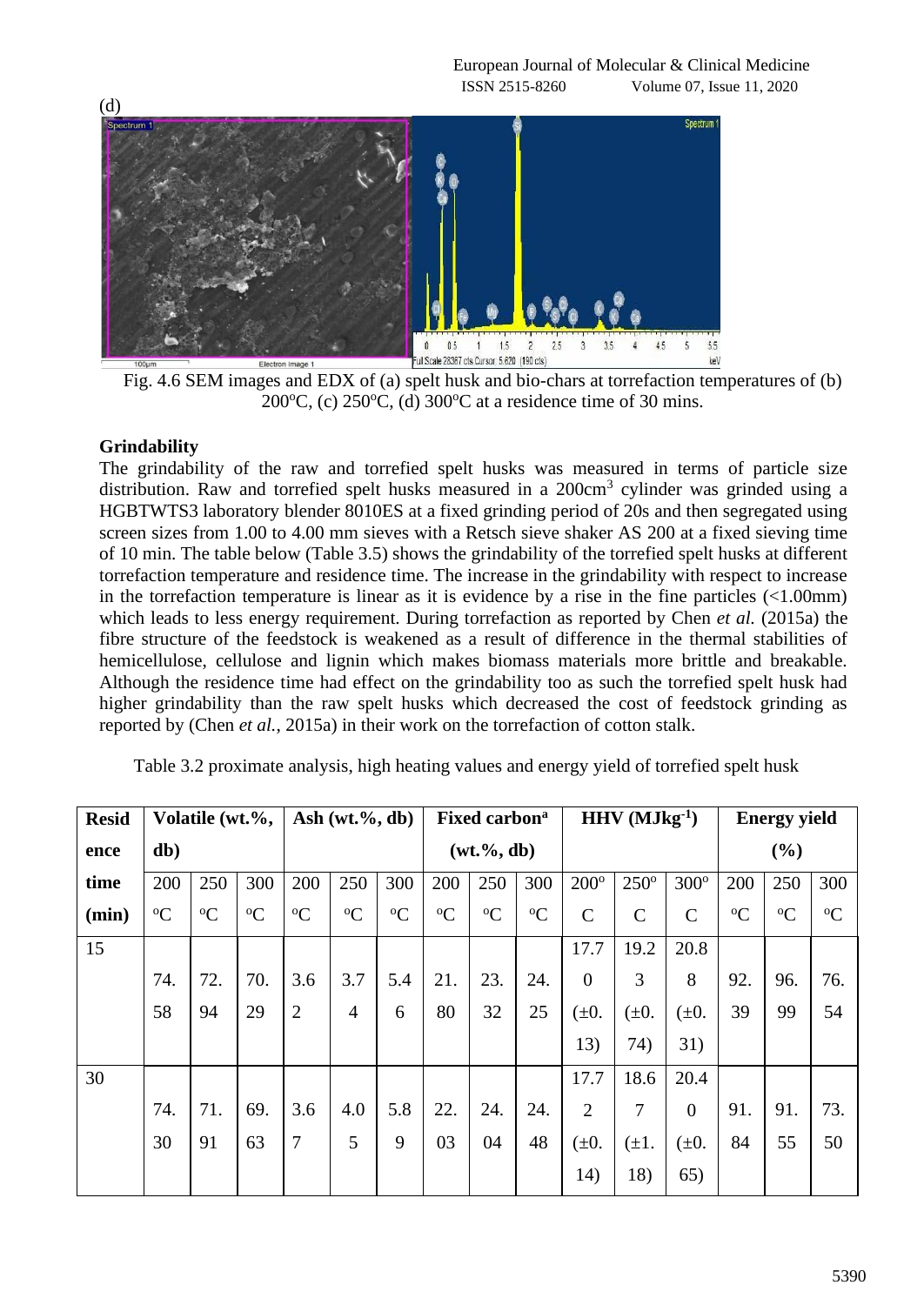(d)

Fig. 4.6 SEM images and EDX of (a) spelt husk and bio-chars at torrefaction temperatures of (b) 200°C, (c) 250°C, (d) 300°C at a residence time of 30 mins.

**Grindability**

The grindability of the raw and torrefied spelt husks was measured in terms of particle size distribution. Raw and torrefied spelt husks measured in a 200cm$^3$ cylinder was grinded using a HGBTWTS3 laboratory blender 8010ES at a fixed grinding period of 20s and then segregated using screen sizes from 1.00 to 4.00 mm sieves with a Retsch sieve shaker AS 200 at a fixed sieving time of 10 min. The table below (Table 3.5) shows the grindability of the torrefied spelt husks at different torrefaction temperature and residence time. The increase in the grindability with respect to increase in the torrefaction temperature is linear as it is evidence by a rise in the fine particles (<1.00mm) which leads to less energy requirement. During torrefaction as reported by Chen *et al.* (2015a) the fibre structure of the feedstock is weakened as a result of difference in the thermal stabilities of hemicellulose, cellulose and lignin which makes biomass materials more brittle and breakable. Although the residence time had effect on the grindability too as such the torrefied spelt husk had higher grindability than the raw spelt husks which decreased the cost of feedstock grinding as reported by (Chen *et al.*, 2015a) in their work on the torrefaction of cotton stalk.

Table 3.2 proximate analysis, high heating values and energy yield of torrefied spelt husk

| Residence time (min) | Volatile (wt.%, db) | | | Ash (wt.%, db) | | | Fixed carbon[a] (wt.%, db) | | | HHV ($MJkg^{-1}$) | | | Energy yield (%) | | |
|---|---|---|---|---|---|---|---|---|---|---|---|---|---|---|---|
| | 200 °C | 250 °C | 300 °C | 200 °C | 250 °C | 300 °C | 200 °C | 250 °C | 300 °C | 200° C | 250° C | 300° C | 200 °C | 250 °C | 300 °C |
| 15 | 74.58 | 72.94 | 70.29 | 3.62 | 3.74 | 5.46 | 21.80 | 23.32 | 24.25 | 17.70 (±0.13) | 19.23 (±0.74) | 20.88 (±0.31) | 92.39 | 96.99 | 76.54 |
| 30 | 74.30 | 71.91 | 69.63 | 3.67 | 4.05 | 5.89 | 22.03 | 24.04 | 24.48 | 17.72 (±0.14) | 18.67 (±1.18) | 20.40 (±0.65) | 91.84 | 91.55 | 73.50 |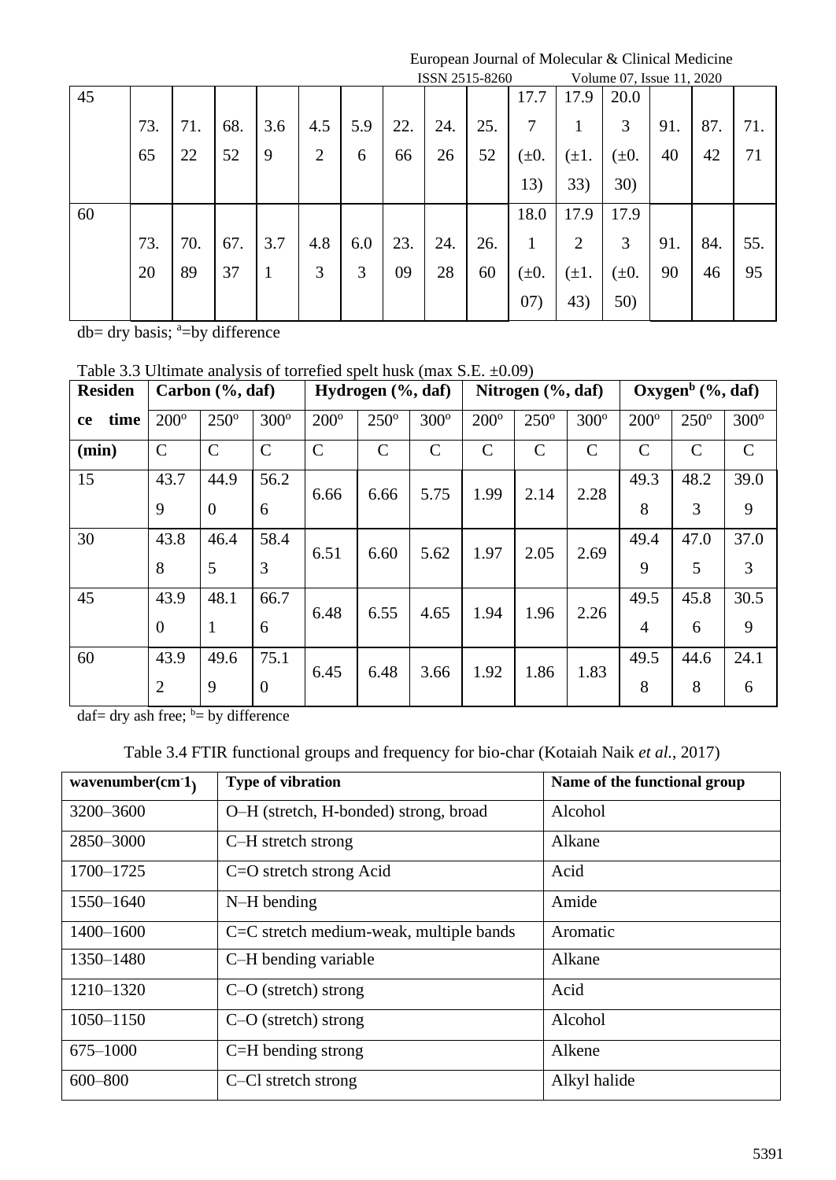| 45 | 73.65 | 71.22 | 68.52 | 3.69 | 4.52 | 5.96 | 22.66 | 24.26 | 25.52 | 17.77 (±0.13) | 17.91 (±1.33) | 20.03 (±0.30) | 91.40 | 87.42 | 71.71 |
|---|---|---|---|---|---|---|---|---|---|---|---|---|---|---|---|
| 60 | 73.20 | 70.89 | 67.37 | 3.71 | 4.83 | 6.03 | 23.09 | 24.28 | 26.60 | 18.01 (±0.07) | 17.92 (±1.43) | 17.93 (±0.50) | 91.90 | 84.46 | 55.95 |

db= dry basis; [a]=by difference

Table 3.3 Ultimate analysis of torrefied spelt husk (max S.E. ±0.09)

| Residence time (min) | Carbon (%, daf) | | | Hydrogen (%, daf) | | | Nitrogen (%, daf) | | | Oxygen[b] (%, daf) | | |
|---|---|---|---|---|---|---|---|---|---|---|---|---|
| | 200°C | 250°C | 300°C | 200°C | 250°C | 300°C | 200°C | 250°C | 300°C | 200°C | 250°C | 300°C |
| 15 | 43.79 | 44.90 | 56.26 | 6.66 | 6.66 | 5.75 | 1.99 | 2.14 | 2.28 | 49.38 | 48.23 | 39.09 |
| 30 | 43.88 | 46.45 | 58.43 | 6.51 | 6.60 | 5.62 | 1.97 | 2.05 | 2.69 | 49.49 | 47.05 | 37.03 |
| 45 | 43.90 | 48.11 | 66.76 | 6.48 | 6.55 | 4.65 | 1.94 | 1.96 | 2.26 | 49.54 | 45.86 | 30.59 |
| 60 | 43.92 | 49.69 | 75.10 | 6.45 | 6.48 | 3.66 | 1.92 | 1.86 | 1.83 | 49.58 | 44.68 | 24.16 |

daf= dry ash free; [b]= by difference

Table 3.4 FTIR functional groups and frequency for bio-char (Kotaiah Naik *et al.*, 2017)

| wavenumber($cm^{-1}$) | Type of vibration | Name of the functional group |
|---|---|---|
| 3200–3600 | O–H (stretch, H-bonded) strong, broad | Alcohol |
| 2850–3000 | C–H stretch strong | Alkane |
| 1700–1725 | C=O stretch strong Acid | Acid |
| 1550–1640 | N–H bending | Amide |
| 1400–1600 | C=C stretch medium-weak, multiple bands | Aromatic |
| 1350–1480 | C–H bending variable | Alkane |
| 1210–1320 | C–O (stretch) strong | Acid |
| 1050–1150 | C–O (stretch) strong | Alcohol |
| 675–1000 | C=H bending strong | Alkene |
| 600–800 | C–Cl stretch strong | Alkyl halide |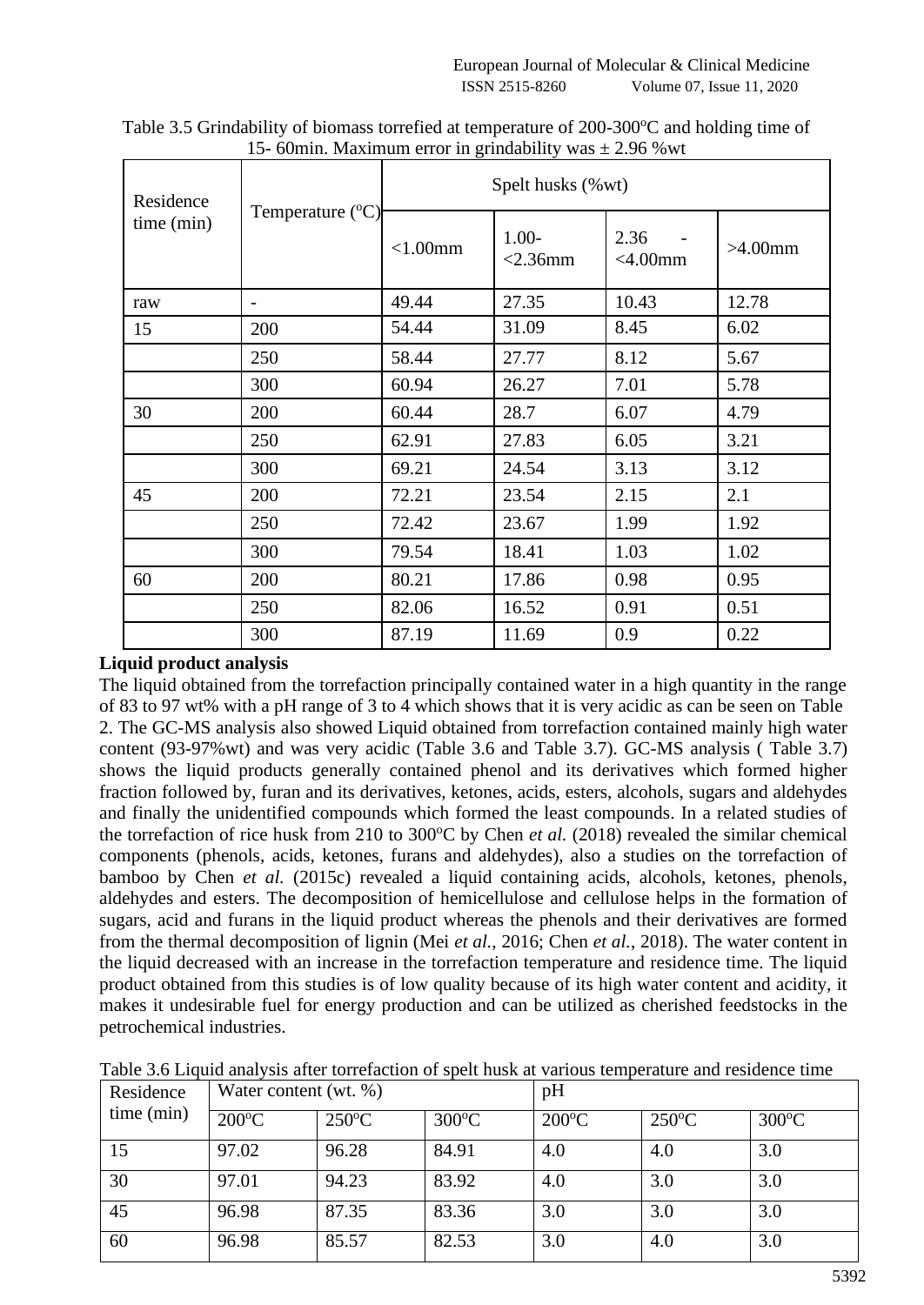Table 3.5 Grindability of biomass torrefied at temperature of 200-300$^{o}$C and holding time of 15- 60min. Maximum error in grindability was ± 2.96 %wt

| Residence time (min) | Temperature ($^{o}$C) | Spelt husks (%wt) | | | |
|---|---|---|---|---|---|
| | | <1.00mm | 1.00- <2.36mm | 2.36 - <4.00mm | >4.00mm |
| raw | - | 49.44 | 27.35 | 10.43 | 12.78 |
| 15 | 200 | 54.44 | 31.09 | 8.45 | 6.02 |
| | 250 | 58.44 | 27.77 | 8.12 | 5.67 |
| | 300 | 60.94 | 26.27 | 7.01 | 5.78 |
| 30 | 200 | 60.44 | 28.7 | 6.07 | 4.79 |
| | 250 | 62.91 | 27.83 | 6.05 | 3.21 |
| | 300 | 69.21 | 24.54 | 3.13 | 3.12 |
| 45 | 200 | 72.21 | 23.54 | 2.15 | 2.1 |
| | 250 | 72.42 | 23.67 | 1.99 | 1.92 |
| | 300 | 79.54 | 18.41 | 1.03 | 1.02 |
| 60 | 200 | 80.21 | 17.86 | 0.98 | 0.95 |
| | 250 | 82.06 | 16.52 | 0.91 | 0.51 |
| | 300 | 87.19 | 11.69 | 0.9 | 0.22 |

**Liquid product analysis**

The liquid obtained from the torrefaction principally contained water in a high quantity in the range of 83 to 97 wt% with a pH range of 3 to 4 which shows that it is very acidic as can be seen on Table 2. The GC-MS analysis also showed Liquid obtained from torrefaction contained mainly high water content (93-97%wt) and was very acidic (Table 3.6 and Table 3.7). GC-MS analysis ( Table 3.7) shows the liquid products generally contained phenol and its derivatives which formed higher fraction followed by, furan and its derivatives, ketones, acids, esters, alcohols, sugars and aldehydes and finally the unidentified compounds which formed the least compounds. In a related studies of the torrefaction of rice husk from 210 to 300$^{o}$C by Chen *et al.* (2018) revealed the similar chemical components (phenols, acids, ketones, furans and aldehydes), also a studies on the torrefaction of bamboo by Chen *et al.* (2015c) revealed a liquid containing acids, alcohols, ketones, phenols, aldehydes and esters. The decomposition of hemicellulose and cellulose helps in the formation of sugars, acid and furans in the liquid product whereas the phenols and their derivatives are formed from the thermal decomposition of lignin (Mei *et al.*, 2016; Chen *et al.*, 2018). The water content in the liquid decreased with an increase in the torrefaction temperature and residence time. The liquid product obtained from this studies is of low quality because of its high water content and acidity, it makes it undesirable fuel for energy production and can be utilized as cherished feedstocks in the petrochemical industries.

Table 3.6 Liquid analysis after torrefaction of spelt husk at various temperature and residence time

| Residence time (min) | Water content (wt. %) | | | pH | | |
|---|---|---|---|---|---|---|
| | 200$^{o}$C | 250$^{o}$C | 300$^{o}$C | 200$^{o}$C | 250$^{o}$C | 300$^{o}$C |
| 15 | 97.02 | 96.28 | 84.91 | 4.0 | 4.0 | 3.0 |
| 30 | 97.01 | 94.23 | 83.92 | 4.0 | 3.0 | 3.0 |
| 45 | 96.98 | 87.35 | 83.36 | 3.0 | 3.0 | 3.0 |
| 60 | 96.98 | 85.57 | 82.53 | 3.0 | 4.0 | 3.0 |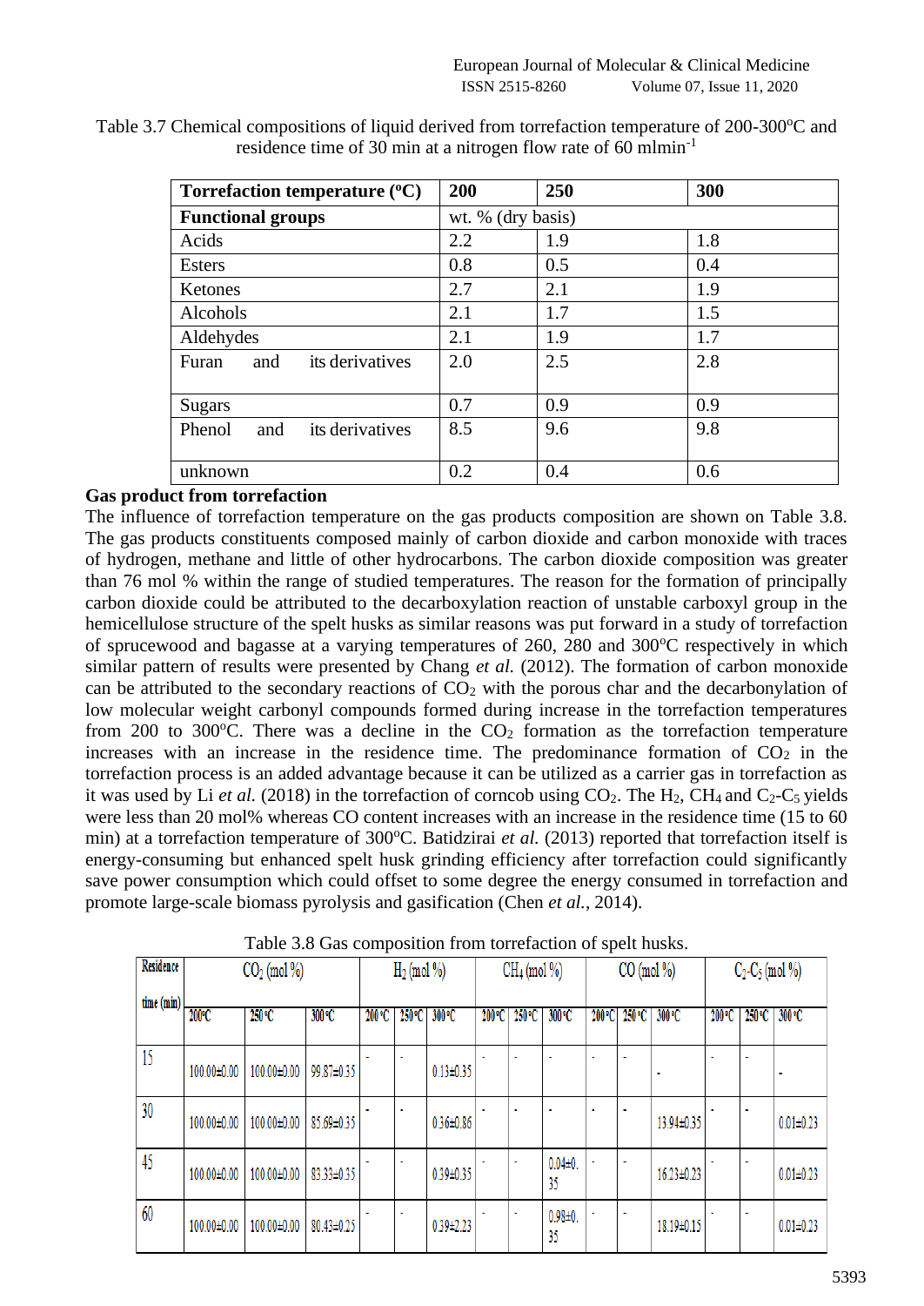Table 3.7 Chemical compositions of liquid derived from torrefaction temperature of 200-300$^oC$ and residence time of 30 min at a nitrogen flow rate of 60 mlmin$^{-1}$

| **Torrefaction temperature ($^oC$)** | **200** | **250** | **300** |
|---|---|---|---|
| **Functional groups** | wt. % (dry basis) | | |
| Acids | 2.2 | 1.9 | 1.8 |
| Esters | 0.8 | 0.5 | 0.4 |
| Ketones | 2.7 | 2.1 | 1.9 |
| Alcohols | 2.1 | 1.7 | 1.5 |
| Aldehydes | 2.1 | 1.9 | 1.7 |
| Furan and its derivatives | 2.0 | 2.5 | 2.8 |
| Sugars | 0.7 | 0.9 | 0.9 |
| Phenol and its derivatives | 8.5 | 9.6 | 9.8 |
| unknown | 0.2 | 0.4 | 0.6 |

**Gas product from torrefaction**

The influence of torrefaction temperature on the gas products composition are shown on Table 3.8. The gas products constituents composed mainly of carbon dioxide and carbon monoxide with traces of hydrogen, methane and little of other hydrocarbons. The carbon dioxide composition was greater than 76 mol % within the range of studied temperatures. The reason for the formation of principally carbon dioxide could be attributed to the decarboxylation reaction of unstable carboxyl group in the hemicellulose structure of the spelt husks as similar reasons was put forward in a study of torrefaction of sprucewood and bagasse at a varying temperatures of 260, 280 and 300$^oC$ respectively in which similar pattern of results were presented by Chang *et al.* (2012). The formation of carbon monoxide can be attributed to the secondary reactions of $CO_2$ with the porous char and the decarbonylation of low molecular weight carbonyl compounds formed during increase in the torrefaction temperatures from 200 to 300$^oC$. There was a decline in the $CO_2$ formation as the torrefaction temperature increases with an increase in the residence time. The predominance formation of $CO_2$ in the torrefaction process is an added advantage because it can be utilized as a carrier gas in torrefaction as it was used by Li *et al.* (2018) in the torrefaction of corncob using $CO_2$. The $H_2$, $CH_4$ and $C_2$-$C_5$ yields were less than 20 mol% whereas CO content increases with an increase in the residence time (15 to 60 min) at a torrefaction temperature of 300$^oC$. Batidzirai *et al.* (2013) reported that torrefaction itself is energy-consuming but enhanced spelt husk grinding efficiency after torrefaction could significantly save power consumption which could offset to some degree the energy consumed in torrefaction and promote large-scale biomass pyrolysis and gasification (Chen *et al.*, 2014).

Table 3.8 Gas composition from torrefaction of spelt husks.

| Residence time (min) | $CO_2$ (mol %) | | | $H_2$ (mol %) | | | $CH_4$ (mol %) | | | CO (mol %) | | | $C_2$-$C_5$ (mol %) | | |
|---|---|---|---|---|---|---|---|---|---|---|---|---|---|---|---|
| | 200°C | 250°C | 300°C | 200°C | 250°C | 300°C | 200°C | 250°C | 300°C | 200°C | 250°C | 300°C | 200°C | 250°C | 300°C |
| 15 | 100.00±0.00 | 100.00±0.00 | 99.87±0.35 | - | - | 0.13±0.35 | - | - | - | - | - | - | - | - | - |
| 30 | 100.00±0.00 | 100.00±0.00 | 85.69±0.35 | - | - | 0.36±0.86 | - | - | - | - | - | 13.94±0.35 | - | - | 0.01±0.23 |
| 45 | 100.00±0.00 | 100.00±0.00 | 83.33±0.35 | - | - | 0.39±0.35 | - | - | 0.04±0.35 | - | - | 16.23±0.23 | - | - | 0.01±0.23 |
| 60 | 100.00±0.00 | 100.00±0.00 | 80.43±0.25 | - | - | 0.39±2.23 | - | - | 0.98±0.35 | - | - | 18.19±0.15 | - | - | 0.01±0.23 |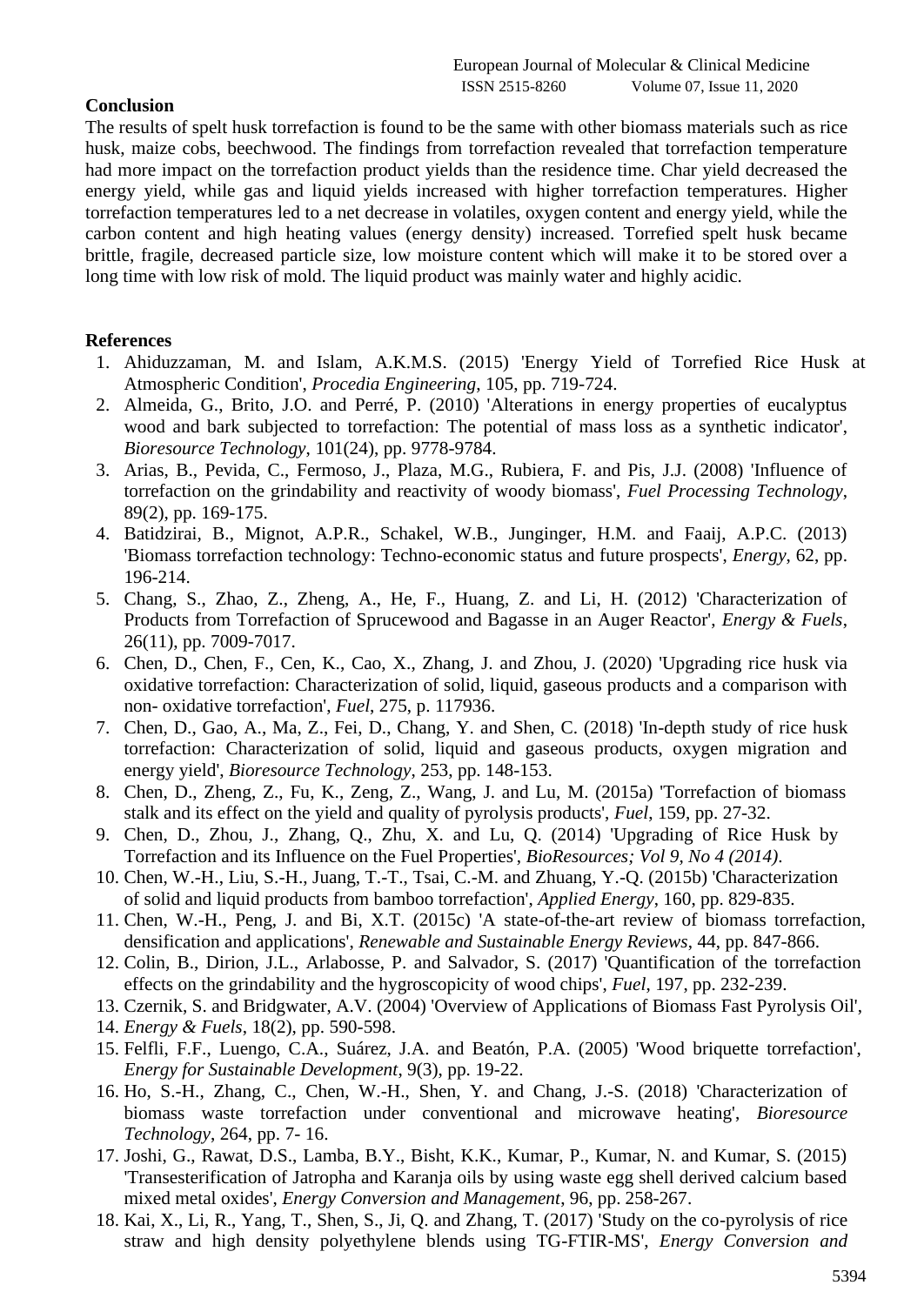## Conclusion

The results of spelt husk torrefaction is found to be the same with other biomass materials such as rice husk, maize cobs, beechwood. The findings from torrefaction revealed that torrefaction temperature had more impact on the torrefaction product yields than the residence time. Char yield decreased the energy yield, while gas and liquid yields increased with higher torrefaction temperatures. Higher torrefaction temperatures led to a net decrease in volatiles, oxygen content and energy yield, while the carbon content and high heating values (energy density) increased. Torrefied spelt husk became brittle, fragile, decreased particle size, low moisture content which will make it to be stored over a long time with low risk of mold. The liquid product was mainly water and highly acidic.

## References

1. Ahiduzzaman, M. and Islam, A.K.M.S. (2015) 'Energy Yield of Torrefied Rice Husk at Atmospheric Condition', *Procedia Engineering*, 105, pp. 719-724.
2. Almeida, G., Brito, J.O. and Perré, P. (2010) 'Alterations in energy properties of eucalyptus wood and bark subjected to torrefaction: The potential of mass loss as a synthetic indicator', *Bioresource Technology*, 101(24), pp. 9778-9784.
3. Arias, B., Pevida, C., Fermoso, J., Plaza, M.G., Rubiera, F. and Pis, J.J. (2008) 'Influence of torrefaction on the grindability and reactivity of woody biomass', *Fuel Processing Technology*, 89(2), pp. 169-175.
4. Batidzirai, B., Mignot, A.P.R., Schakel, W.B., Junginger, H.M. and Faaij, A.P.C. (2013) 'Biomass torrefaction technology: Techno-economic status and future prospects', *Energy*, 62, pp. 196-214.
5. Chang, S., Zhao, Z., Zheng, A., He, F., Huang, Z. and Li, H. (2012) 'Characterization of Products from Torrefaction of Sprucewood and Bagasse in an Auger Reactor', *Energy & Fuels*, 26(11), pp. 7009-7017.
6. Chen, D., Chen, F., Cen, K., Cao, X., Zhang, J. and Zhou, J. (2020) 'Upgrading rice husk via oxidative torrefaction: Characterization of solid, liquid, gaseous products and a comparison with non- oxidative torrefaction', *Fuel*, 275, p. 117936.
7. Chen, D., Gao, A., Ma, Z., Fei, D., Chang, Y. and Shen, C. (2018) 'In-depth study of rice husk torrefaction: Characterization of solid, liquid and gaseous products, oxygen migration and energy yield', *Bioresource Technology*, 253, pp. 148-153.
8. Chen, D., Zheng, Z., Fu, K., Zeng, Z., Wang, J. and Lu, M. (2015a) 'Torrefaction of biomass stalk and its effect on the yield and quality of pyrolysis products', *Fuel*, 159, pp. 27-32.
9. Chen, D., Zhou, J., Zhang, Q., Zhu, X. and Lu, Q. (2014) 'Upgrading of Rice Husk by Torrefaction and its Influence on the Fuel Properties', *BioResources; Vol 9, No 4 (2014)*.
10. Chen, W.-H., Liu, S.-H., Juang, T.-T., Tsai, C.-M. and Zhuang, Y.-Q. (2015b) 'Characterization of solid and liquid products from bamboo torrefaction', *Applied Energy*, 160, pp. 829-835.
11. Chen, W.-H., Peng, J. and Bi, X.T. (2015c) 'A state-of-the-art review of biomass torrefaction, densification and applications', *Renewable and Sustainable Energy Reviews*, 44, pp. 847-866.
12. Colin, B., Dirion, J.L., Arlabosse, P. and Salvador, S. (2017) 'Quantification of the torrefaction effects on the grindability and the hygroscopicity of wood chips', *Fuel*, 197, pp. 232-239.
13. Czernik, S. and Bridgwater, A.V. (2004) 'Overview of Applications of Biomass Fast Pyrolysis Oil',
14. *Energy & Fuels*, 18(2), pp. 590-598.
15. Felfli, F.F., Luengo, C.A., Suárez, J.A. and Beatón, P.A. (2005) 'Wood briquette torrefaction', *Energy for Sustainable Development*, 9(3), pp. 19-22.
16. Ho, S.-H., Zhang, C., Chen, W.-H., Shen, Y. and Chang, J.-S. (2018) 'Characterization of biomass waste torrefaction under conventional and microwave heating', *Bioresource Technology*, 264, pp. 7- 16.
17. Joshi, G., Rawat, D.S., Lamba, B.Y., Bisht, K.K., Kumar, P., Kumar, N. and Kumar, S. (2015) 'Transesterification of Jatropha and Karanja oils by using waste egg shell derived calcium based mixed metal oxides', *Energy Conversion and Management*, 96, pp. 258-267.
18. Kai, X., Li, R., Yang, T., Shen, S., Ji, Q. and Zhang, T. (2017) 'Study on the co-pyrolysis of rice straw and high density polyethylene blends using TG-FTIR-MS', *Energy Conversion and*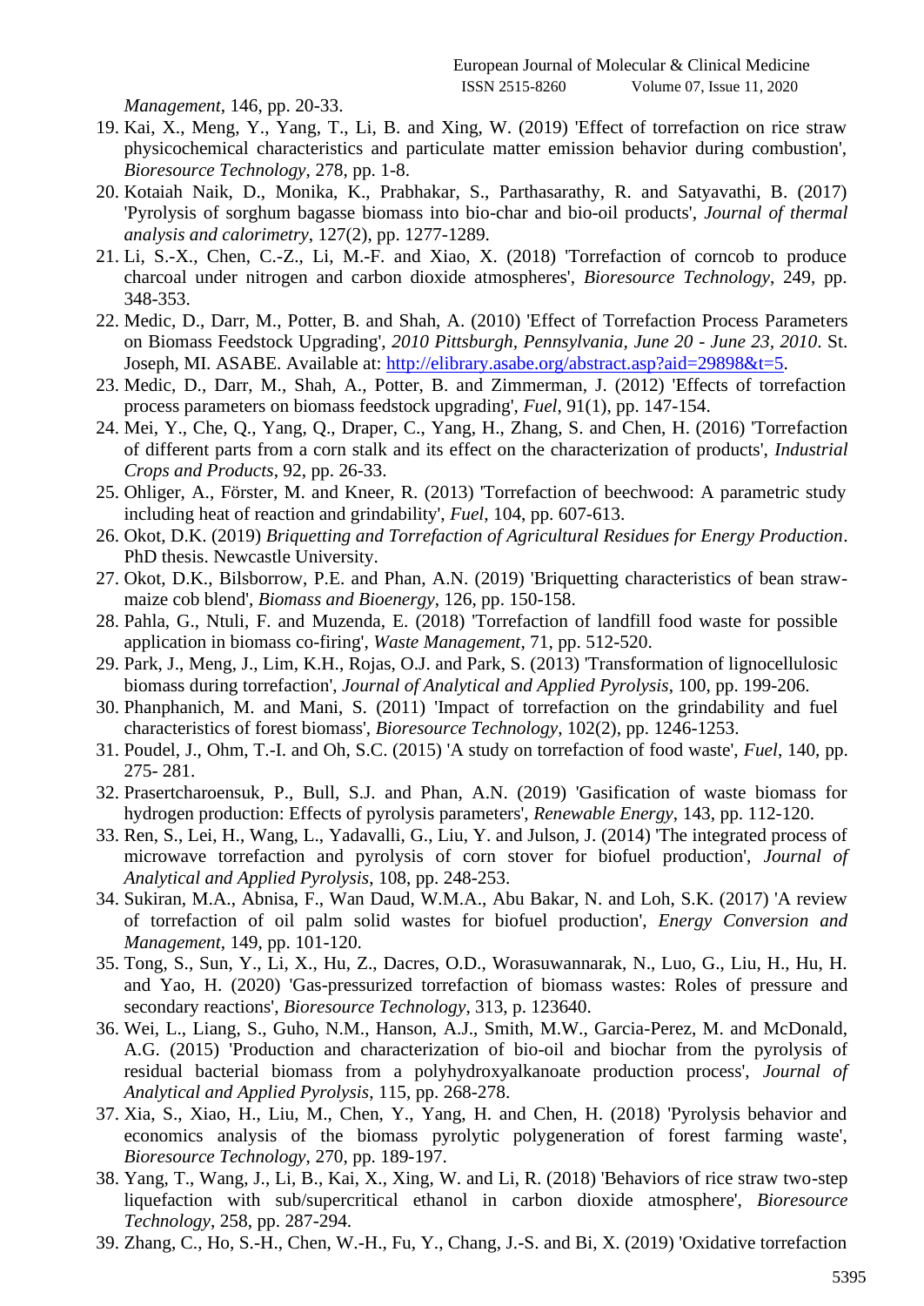*Management*, 146, pp. 20-33.

19. Kai, X., Meng, Y., Yang, T., Li, B. and Xing, W. (2019) 'Effect of torrefaction on rice straw physicochemical characteristics and particulate matter emission behavior during combustion', *Bioresource Technology*, 278, pp. 1-8.
20. Kotaiah Naik, D., Monika, K., Prabhakar, S., Parthasarathy, R. and Satyavathi, B. (2017) 'Pyrolysis of sorghum bagasse biomass into bio-char and bio-oil products', *Journal of thermal analysis and calorimetry*, 127(2), pp. 1277-1289.
21. Li, S.-X., Chen, C.-Z., Li, M.-F. and Xiao, X. (2018) 'Torrefaction of corncob to produce charcoal under nitrogen and carbon dioxide atmospheres', *Bioresource Technology*, 249, pp. 348-353.
22. Medic, D., Darr, M., Potter, B. and Shah, A. (2010) 'Effect of Torrefaction Process Parameters on Biomass Feedstock Upgrading', *2010 Pittsburgh, Pennsylvania, June 20 - June 23, 2010*. St. Joseph, MI. ASABE. Available at: http://elibrary.asabe.org/abstract.asp?aid=29898&t=5.
23. Medic, D., Darr, M., Shah, A., Potter, B. and Zimmerman, J. (2012) 'Effects of torrefaction process parameters on biomass feedstock upgrading', *Fuel*, 91(1), pp. 147-154.
24. Mei, Y., Che, Q., Yang, Q., Draper, C., Yang, H., Zhang, S. and Chen, H. (2016) 'Torrefaction of different parts from a corn stalk and its effect on the characterization of products', *Industrial Crops and Products*, 92, pp. 26-33.
25. Ohliger, A., Förster, M. and Kneer, R. (2013) 'Torrefaction of beechwood: A parametric study including heat of reaction and grindability', *Fuel*, 104, pp. 607-613.
26. Okot, D.K. (2019) *Briquetting and Torrefaction of Agricultural Residues for Energy Production*. PhD thesis. Newcastle University.
27. Okot, D.K., Bilsborrow, P.E. and Phan, A.N. (2019) 'Briquetting characteristics of bean straw-maize cob blend', *Biomass and Bioenergy*, 126, pp. 150-158.
28. Pahla, G., Ntuli, F. and Muzenda, E. (2018) 'Torrefaction of landfill food waste for possible application in biomass co-firing', *Waste Management*, 71, pp. 512-520.
29. Park, J., Meng, J., Lim, K.H., Rojas, O.J. and Park, S. (2013) 'Transformation of lignocellulosic biomass during torrefaction', *Journal of Analytical and Applied Pyrolysis*, 100, pp. 199-206.
30. Phanphanich, M. and Mani, S. (2011) 'Impact of torrefaction on the grindability and fuel characteristics of forest biomass', *Bioresource Technology*, 102(2), pp. 1246-1253.
31. Poudel, J., Ohm, T.-I. and Oh, S.C. (2015) 'A study on torrefaction of food waste', *Fuel*, 140, pp. 275- 281.
32. Prasertcharoensuk, P., Bull, S.J. and Phan, A.N. (2019) 'Gasification of waste biomass for hydrogen production: Effects of pyrolysis parameters', *Renewable Energy*, 143, pp. 112-120.
33. Ren, S., Lei, H., Wang, L., Yadavalli, G., Liu, Y. and Julson, J. (2014) 'The integrated process of microwave torrefaction and pyrolysis of corn stover for biofuel production', *Journal of Analytical and Applied Pyrolysis*, 108, pp. 248-253.
34. Sukiran, M.A., Abnisa, F., Wan Daud, W.M.A., Abu Bakar, N. and Loh, S.K. (2017) 'A review of torrefaction of oil palm solid wastes for biofuel production', *Energy Conversion and Management*, 149, pp. 101-120.
35. Tong, S., Sun, Y., Li, X., Hu, Z., Dacres, O.D., Worasuwannarak, N., Luo, G., Liu, H., Hu, H. and Yao, H. (2020) 'Gas-pressurized torrefaction of biomass wastes: Roles of pressure and secondary reactions', *Bioresource Technology*, 313, p. 123640.
36. Wei, L., Liang, S., Guho, N.M., Hanson, A.J., Smith, M.W., Garcia-Perez, M. and McDonald, A.G. (2015) 'Production and characterization of bio-oil and biochar from the pyrolysis of residual bacterial biomass from a polyhydroxyalkanoate production process', *Journal of Analytical and Applied Pyrolysis*, 115, pp. 268-278.
37. Xia, S., Xiao, H., Liu, M., Chen, Y., Yang, H. and Chen, H. (2018) 'Pyrolysis behavior and economics analysis of the biomass pyrolytic polygeneration of forest farming waste', *Bioresource Technology*, 270, pp. 189-197.
38. Yang, T., Wang, J., Li, B., Kai, X., Xing, W. and Li, R. (2018) 'Behaviors of rice straw two-step liquefaction with sub/supercritical ethanol in carbon dioxide atmosphere', *Bioresource Technology*, 258, pp. 287-294.
39. Zhang, C., Ho, S.-H., Chen, W.-H., Fu, Y., Chang, J.-S. and Bi, X. (2019) 'Oxidative torrefaction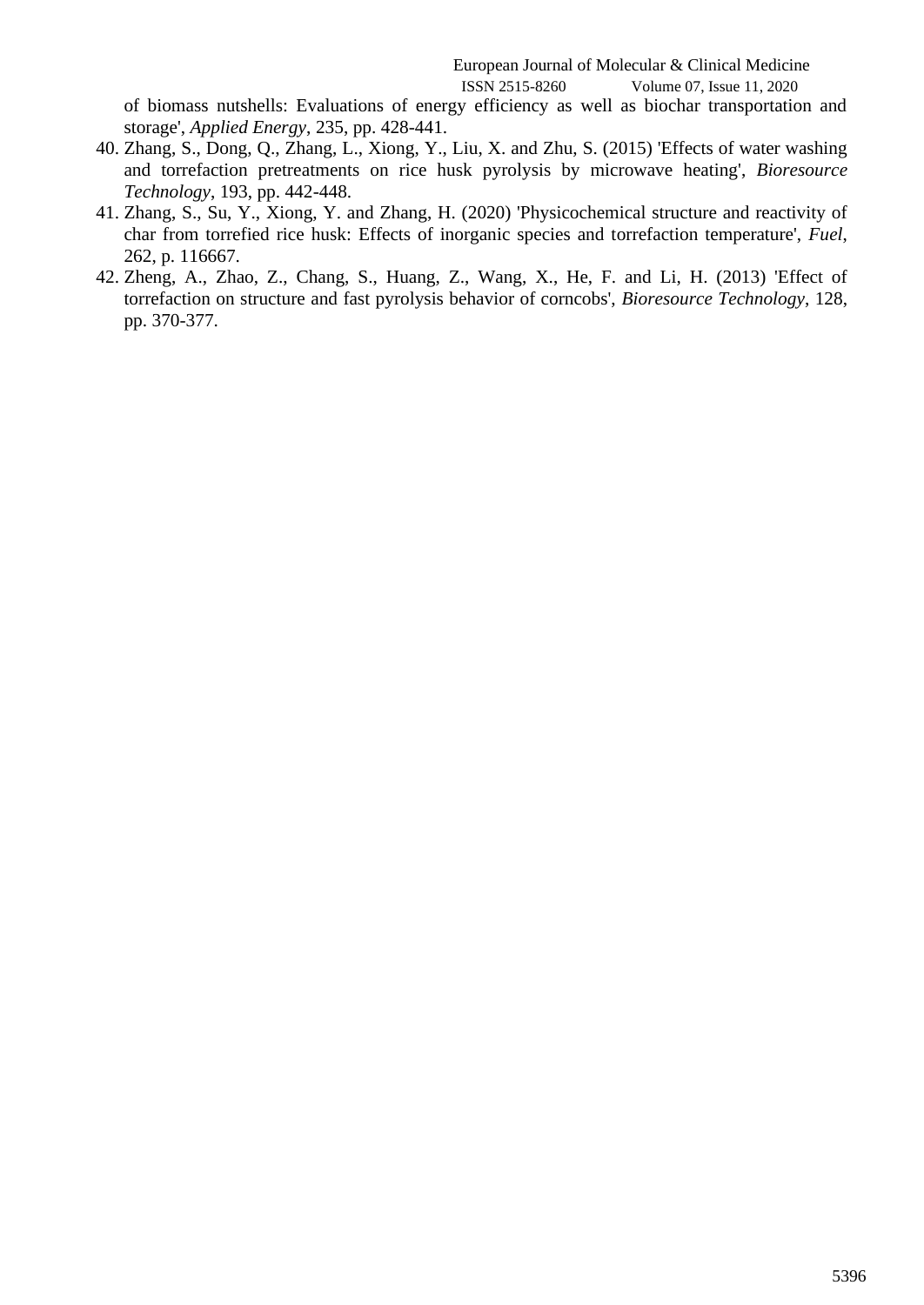of biomass nutshells: Evaluations of energy efficiency as well as biochar transportation and storage', *Applied Energy*, 235, pp. 428-441.

40. Zhang, S., Dong, Q., Zhang, L., Xiong, Y., Liu, X. and Zhu, S. (2015) 'Effects of water washing and torrefaction pretreatments on rice husk pyrolysis by microwave heating', *Bioresource Technology*, 193, pp. 442-448.
41. Zhang, S., Su, Y., Xiong, Y. and Zhang, H. (2020) 'Physicochemical structure and reactivity of char from torrefied rice husk: Effects of inorganic species and torrefaction temperature', *Fuel*, 262, p. 116667.
42. Zheng, A., Zhao, Z., Chang, S., Huang, Z., Wang, X., He, F. and Li, H. (2013) 'Effect of torrefaction on structure and fast pyrolysis behavior of corncobs', *Bioresource Technology*, 128, pp. 370-377.